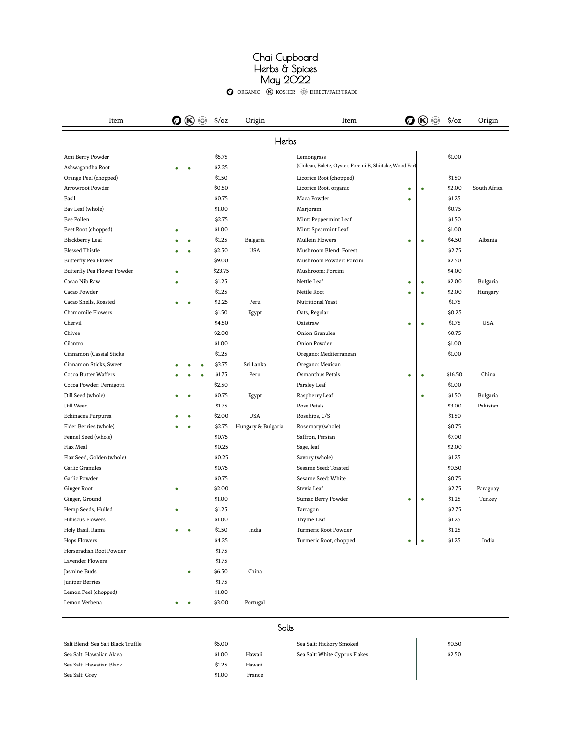# Chai Cupboard
# Herbs & Spices
# May 2022

ORGANIC · KOSHER · DIRECT/FAIR TRADE

## Herbs

| Item | Organic | Kosher | Direct/Fair Trade | $/oz | Origin |
|---|---|---|---|---|---|
| Acai Berry Powder | | | | $5.75 | |
| Ashwagandha Root | • | • | | $2.25 | |
| Orange Peel (chopped) | | | | $1.50 | |
| Arrowroot Powder | | | | $0.50 | |
| Basil | | | | $0.75 | |
| Bay Leaf (whole) | | | | $1.00 | |
| Bee Pollen | | | | $2.75 | |
| Beet Root (chopped) | • | | | $1.00 | |
| Blackberry Leaf | • | • | | $1.25 | Bulgaria |
| Blessed Thistle | • | • | | $2.50 | USA |
| Butterfly Pea Flower | | | | $9.00 | |
| Butterfly Pea Flower Powder | • | | | $23.75 | |
| Cacao Nib Raw | • | | | $1.25 | |
| Cacao Powder | | | | $1.25 | |
| Cacao Shells, Roasted | • | • | | $2.25 | Peru |
| Chamomile Flowers | | | | $1.50 | Egypt |
| Chervil | | | | $4.50 | |
| Chives | | | | $2.00 | |
| Cilantro | | | | $1.00 | |
| Cinnamon (Cassia) Sticks | | | | $1.25 | |
| Cinnamon Sticks, Sweet | • | • | • | $3.75 | Sri Lanka |
| Cocoa Butter Waffers | • | • | • | $1.75 | Peru |
| Cocoa Powder: Pernigotti | | | | $2.50 | |
| Dill Seed (whole) | • | • | | $0.75 | Egypt |
| Dill Weed | | | | $1.75 | |
| Echinacea Purpurea | • | • | | $2.00 | USA |
| Elder Berries (whole) | • | • | | $2.75 | Hungary & Bulgaria |
| Fennel Seed (whole) | | | | $0.75 | |
| Flax Meal | | | | $0.25 | |
| Flax Seed, Golden (whole) | | | | $0.25 | |
| Garlic Granules | | | | $0.75 | |
| Garlic Powder | | | | $0.75 | |
| Ginger Root | • | | | $2.00 | |
| Ginger, Ground | | | | $1.00 | |
| Hemp Seeds, Hulled | • | | | $1.25 | |
| Hibiscus Flowers | | | | $1.00 | |
| Holy Basil, Rama | • | • | | $1.50 | India |
| Hops Flowers | | | | $4.25 | |
| Horseradish Root Powder | | | | $1.75 | |
| Lavender Flowers | | | | $1.75 | |
| Jasmine Buds | | • | | $6.50 | China |
| Juniper Berries | | | | $1.75 | |
| Lemon Peel (chopped) | | | | $1.00 | |
| Lemon Verbena | • | • | | $3.00 | Portugal |
| Lemongrass | | | | $1.00 | |
| (Chilean, Bolete, Oyster, Porcini B, Shiitake, Wood Ear) | | | | | |
| Licorice Root (chopped) | | | | $1.50 | |
| Licorice Root, organic | • | • | | $2.00 | South Africa |
| Maca Powder | • | | | $1.25 | |
| Marjoram | | | | $0.75 | |
| Mint: Peppermint Leaf | | | | $1.50 | |
| Mint: Spearmint Leaf | | | | $1.00 | |
| Mullein Flowers | • | • | | $4.50 | Albania |
| Mushroom Blend: Forest | | | | $2.75 | |
| Mushroom Powder: Porcini | | | | $2.50 | |
| Mushroom: Porcini | | | | $4.00 | |
| Nettle Leaf | • | • | | $2.00 | Bulgaria |
| Nettle Root | • | • | | $2.00 | Hungary |
| Nutritional Yeast | | | | $1.75 | |
| Oats, Regular | | | | $0.25 | |
| Oatstraw | • | • | | $1.75 | USA |
| Onion Granules | | | | $0.75 | |
| Onion Powder | | | | $1.00 | |
| Oregano: Mediterranean | | | | $1.00 | |
| Oregano: Mexican | | | | | |
| Osmanthus Petals | • | • | | $16.50 | China |
| Parsley Leaf | | | | $1.00 | |
| Raspberry Leaf | | • | | $1.50 | Bulgaria |
| Rose Petals | | | | $3.00 | Pakistan |
| Rosehips, C/S | | | | $1.50 | |
| Rosemary (whole) | | | | $0.75 | |
| Saffron, Persian | | | | $7.00 | |
| Sage, leaf | | | | $2.00 | |
| Savory (whole) | | | | $1.25 | |
| Sesame Seed: Toasted | | | | $0.50 | |
| Sesame Seed: White | | | | $0.75 | |
| Stevia Leaf | | | | $2.75 | Paraguay |
| Sumac Berry Powder | • | • | | $1.25 | Turkey |
| Tarragon | | | | $2.75 | |
| Thyme Leaf | | | | $1.25 | |
| Turmeric Root Powder | | | | $1.25 | |
| Turmeric Root, chopped | • | • | | $1.25 | India |

## Salts

| Item | Organic | Kosher | Direct/Fair Trade | $/oz | Origin |
|---|---|---|---|---|---|
| Salt Blend: Sea Salt Black Truffle | | | | $5.00 | |
| Sea Salt: Hawaiian Alaea | | | | $1.00 | Hawaii |
| Sea Salt: Hawaiian Black | | | | $1.25 | Hawaii |
| Sea Salt: Grey | | | | $1.00 | France |
| Sea Salt: Hickory Smoked | | | | $0.50 | |
| Sea Salt: White Cyprus Flakes | | | | $2.50 | |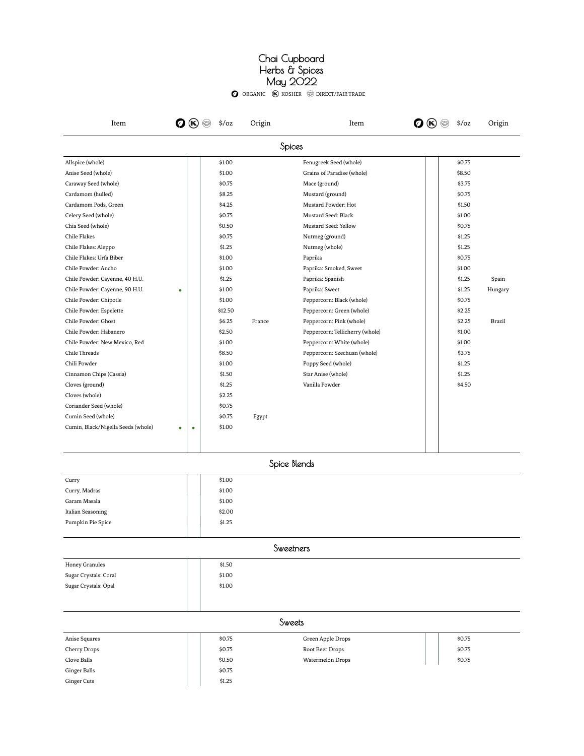# Chai Cupboard
# Herbs & Spices
# May 2022

ORGANIC · KOSHER · DIRECT/FAIR TRADE

## Spices

| Item | Organic | Kosher | Direct/Fair Trade | $/oz | Origin |
|---|---|---|---|---|---|
| Allspice (whole) | | | | $1.00 | |
| Anise Seed (whole) | | | | $1.00 | |
| Caraway Seed (whole) | | | | $0.75 | |
| Cardamom (hulled) | | | | $8.25 | |
| Cardamom Pods, Green | | | | $4.25 | |
| Celery Seed (whole) | | | | $0.75 | |
| Chia Seed (whole) | | | | $0.50 | |
| Chile Flakes | | | | $0.75 | |
| Chile Flakes: Aleppo | | | | $1.25 | |
| Chile Flakes: Urfa Biber | | | | $1.00 | |
| Chile Powder: Ancho | | | | $1.00 | |
| Chile Powder: Cayenne, 40 H.U. | | | | $1.25 | |
| Chile Powder: Cayenne, 90 H.U. | • | | | $1.00 | |
| Chile Powder: Chipotle | | | | $1.00 | |
| Chile Powder: Espelette | | | | $12.50 | |
| Chile Powder: Ghost | | | | $6.25 | France |
| Chile Powder: Habanero | | | | $2.50 | |
| Chile Powder: New Mexico, Red | | | | $1.00 | |
| Chile Threads | | | | $8.50 | |
| Chili Powder | | | | $1.00 | |
| Cinnamon Chips (Cassia) | | | | $1.50 | |
| Cloves (ground) | | | | $1.25 | |
| Cloves (whole) | | | | $2.25 | |
| Coriander Seed (whole) | | | | $0.75 | |
| Cumin Seed (whole) | | | | $0.75 | Egypt |
| Cumin, Black/Nigella Seeds (whole) | • | • | | $1.00 | |
| Fenugreek Seed (whole) | | | | $0.75 | |
| Grains of Paradise (whole) | | | | $8.50 | |
| Mace (ground) | | | | $3.75 | |
| Mustard (ground) | | | | $0.75 | |
| Mustard Powder: Hot | | | | $1.50 | |
| Mustard Seed: Black | | | | $1.00 | |
| Mustard Seed: Yellow | | | | $0.75 | |
| Nutmeg (ground) | | | | $1.25 | |
| Nutmeg (whole) | | | | $1.25 | |
| Paprika | | | | $0.75 | |
| Paprika: Smoked, Sweet | | | | $1.00 | |
| Paprika: Spanish | | | | $1.25 | Spain |
| Paprika: Sweet | | | | $1.25 | Hungary |
| Peppercorn: Black (whole) | | | | $0.75 | |
| Peppercorn: Green (whole) | | | | $2.25 | |
| Peppercorn: Pink (whole) | | | | $2.25 | Brazil |
| Peppercorn: Tellicherry (whole) | | | | $1.00 | |
| Peppercorn: White (whole) | | | | $1.00 | |
| Peppercorn: Szechuan (whole) | | | | $3.75 | |
| Poppy Seed (whole) | | | | $1.25 | |
| Star Anise (whole) | | | | $1.25 | |
| Vanilla Powder | | | | $4.50 | |

## Spice Blends

| Item | Organic | Kosher | Direct/Fair Trade | $/oz | Origin |
|---|---|---|---|---|---|
| Curry | | | | $1.00 | |
| Curry, Madras | | | | $1.00 | |
| Garam Masala | | | | $1.00 | |
| Italian Seasoning | | | | $2.00 | |
| Pumpkin Pie Spice | | | | $1.25 | |

## Sweetners

| Item | Organic | Kosher | Direct/Fair Trade | $/oz | Origin |
|---|---|---|---|---|---|
| Honey Granules | | | | $1.50 | |
| Sugar Crystals: Coral | | | | $1.00 | |
| Sugar Crystals: Opal | | | | $1.00 | |

## Sweets

| Item | Organic | Kosher | Direct/Fair Trade | $/oz | Origin |
|---|---|---|---|---|---|
| Anise Squares | | | | $0.75 | |
| Cherry Drops | | | | $0.75 | |
| Clove Balls | | | | $0.50 | |
| Ginger Balls | | | | $0.75 | |
| Ginger Cuts | | | | $1.25 | |
| Green Apple Drops | | | | $0.75 | |
| Root Beer Drops | | | | $0.75 | |
| Watermelon Drops | | | | $0.75 | |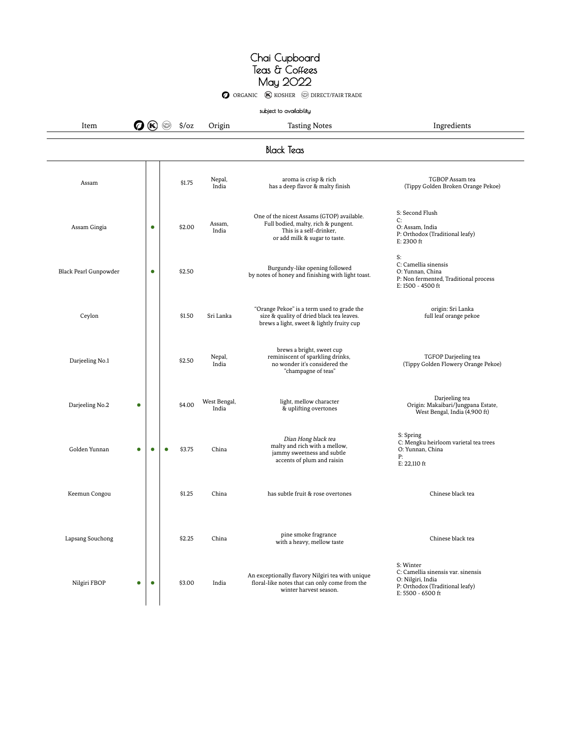# Chai Cupboard
## Teas & Coffees
## May 2022

ORGANIC | KOSHER | DIRECT/FAIR TRADE

subject to availability

| Item | Organic | Kosher | Direct/Fair Trade | $/oz | Origin | Tasting Notes | Ingredients |
|---|---|---|---|---|---|---|---|
| **Black Teas** | | | | | | | |
| Assam | | | | $1.75 | Nepal, India | aroma is crisp & rich<br>has a deep flavor & malty finish | TGBOP Assam tea<br>(Tippy Golden Broken Orange Pekoe) |
| Assam Gingia | | ● | | $2.00 | Assam, India | One of the nicest Assams (GTOP) available.<br>Full bodied, malty, rich & pungent.<br>This is a self-drinker,<br>or add milk & sugar to taste. | S: Second Flush<br>C:<br>O: Assam, India<br>P: Orthodox (Traditional leafy)<br>E: 2300 ft |
| Black Pearl Gunpowder | | ● | | $2.50 | | Burgundy-like opening followed<br>by notes of honey and finishing with light toast. | S:<br>C: Camellia sinensis<br>O: Yunnan, China<br>P: Non fermented, Traditional process<br>E: 1500 - 4500 ft |
| Ceylon | | | | $1.50 | Sri Lanka | "Orange Pekoe" is a term used to grade the<br>size & quality of dried black tea leaves.<br>brews a light, sweet & lightly fruity cup | origin: Sri Lanka<br>full leaf orange pekoe |
| Darjeeling No.1 | | | | $2.50 | Nepal, India | brews a bright, sweet cup<br>reminiscent of sparkling drinks,<br>no wonder it's considered the<br>"champagne of teas" | TGFOP Darjeeling tea<br>(Tippy Golden Flowery Orange Pekoe) |
| Darjeeling No.2 | ● | | | $4.00 | West Bengal, India | light, mellow character<br>& uplifting overtones | Darjeeling tea<br>Origin: Makaibari/Jungpana Estate,<br>West Bengal, India (4,900 ft) |
| Golden Yunnan | ● | ● | ● | $3.75 | China | *Dian Hong black tea*<br>malty and rich with a mellow,<br>jammy sweetness and subtle<br>accents of plum and raisin | S: Spring<br>C: Mengku heirloom varietal tea trees<br>O: Yunnan, China<br>P:<br>E: 22,110 ft |
| Keemun Congou | | | | $1.25 | China | has subtle fruit & rose overtones | Chinese black tea |
| Lapsang Souchong | | | | $2.25 | China | pine smoke fragrance<br>with a heavy, mellow taste | Chinese black tea |
| Nilgiri FBOP | ● | ● | | $3.00 | India | An exceptionally flavory Nilgiri tea with unique<br>floral-like notes that can only come from the<br>winter harvest season. | S: Winter<br>C: Camellia sinensis var. sinensis<br>O: Nilgiri, India<br>P: Orthodox (Traditional leafy)<br>E: 5500 - 6500 ft |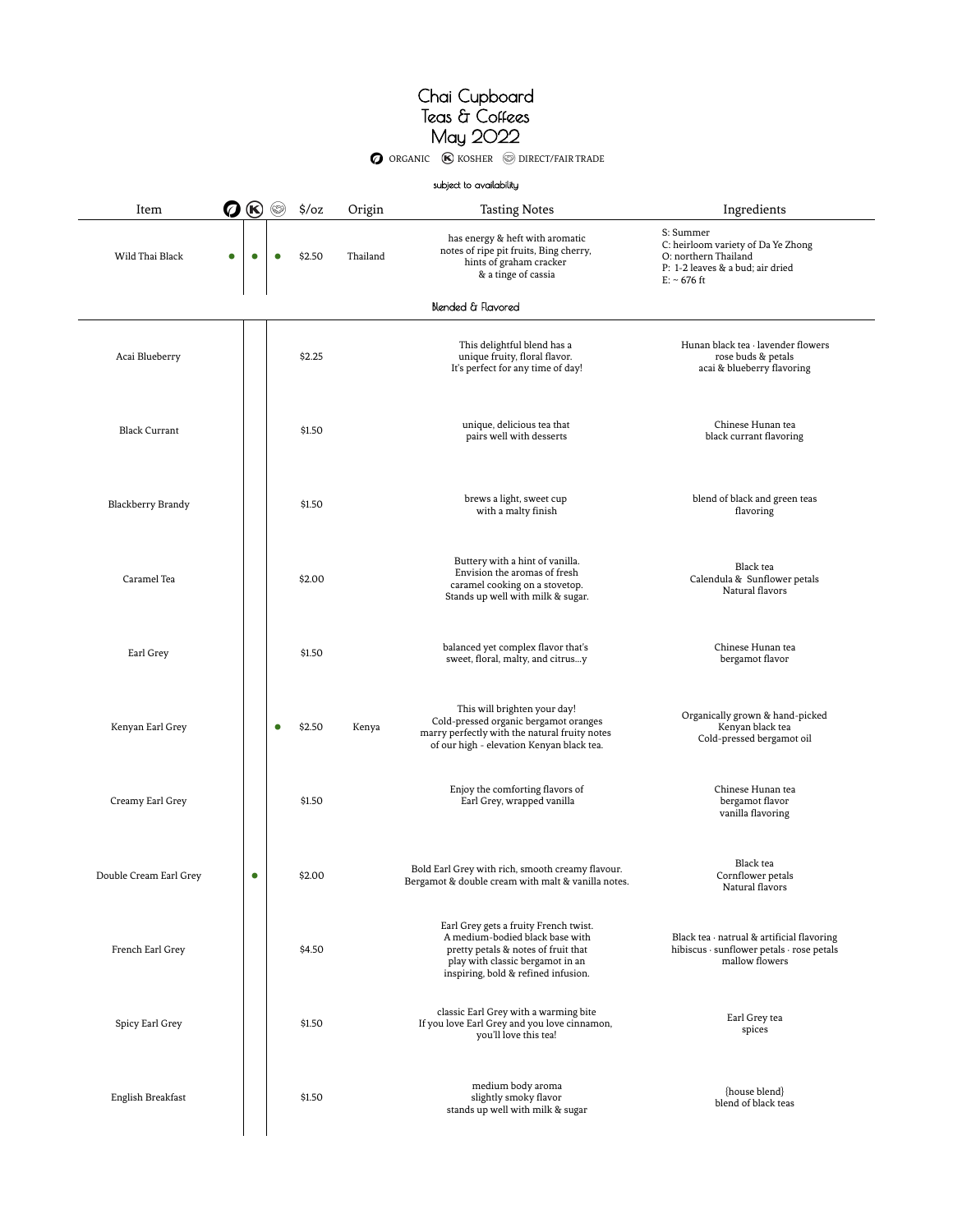# Chai Cupboard
# Teas & Coffees
# May 2022

ORGANIC · KOSHER · DIRECT/FAIR TRADE

subject to availability

| Item | Organic | Kosher | Direct/Fair Trade | $/oz | Origin | Tasting Notes | Ingredients |
|---|---|---|---|---|---|---|---|
| Wild Thai Black | ● | ● | ● | $2.50 | Thailand | has energy & heft with aromatic notes of ripe pit fruits, Bing cherry, hints of graham cracker & a tinge of cassia | S: Summer<br>C: heirloom variety of Da Ye Zhong<br>O: northern Thailand<br>P: 1-2 leaves & a bud; air dried<br>E: ~ 676 ft |
| **Blended & Flavored** | | | | | | | |
| Acai Blueberry | | | | $2.25 | | This delightful blend has a unique fruity, floral flavor. It's perfect for any time of day! | Hunan black tea · lavender flowers rose buds & petals acai & blueberry flavoring |
| Black Currant | | | | $1.50 | | unique, delicious tea that pairs well with desserts | Chinese Hunan tea black currant flavoring |
| Blackberry Brandy | | | | $1.50 | | brews a light, sweet cup with a malty finish | blend of black and green teas flavoring |
| Caramel Tea | | | | $2.00 | | Buttery with a hint of vanilla. Envision the aromas of fresh caramel cooking on a stovetop. Stands up well with milk & sugar. | Black tea Calendula & Sunflower petals Natural flavors |
| Earl Grey | | | | $1.50 | | balanced yet complex flavor that's sweet, floral, malty, and citrus...y | Chinese Hunan tea bergamot flavor |
| Kenyan Earl Grey | | | ● | $2.50 | Kenya | This will brighten your day! Cold-pressed organic bergamot oranges marry perfectly with the natural fruity notes of our high - elevation Kenyan black tea. | Organically grown & hand-picked Kenyan black tea Cold-pressed bergamot oil |
| Creamy Earl Grey | | | | $1.50 | | Enjoy the comforting flavors of Earl Grey, wrapped vanilla | Chinese Hunan tea bergamot flavor vanilla flavoring |
| Double Cream Earl Grey | | ● | | $2.00 | | Bold Earl Grey with rich, smooth creamy flavour. Bergamot & double cream with malt & vanilla notes. | Black tea Cornflower petals Natural flavors |
| French Earl Grey | | | | $4.50 | | Earl Grey gets a fruity French twist. A medium-bodied black base with pretty petals & notes of fruit that play with classic bergamot in an inspiring, bold & refined infusion. | Black tea · natrual & artificial flavoring hibiscus · sunflower petals · rose petals mallow flowers |
| Spicy Earl Grey | | | | $1.50 | | classic Earl Grey with a warming bite If you love Earl Grey and you love cinnamon, you'll love this tea! | Earl Grey tea spices |
| English Breakfast | | | | $1.50 | | medium body aroma slightly smoky flavor stands up well with milk & sugar | {house blend} blend of black teas |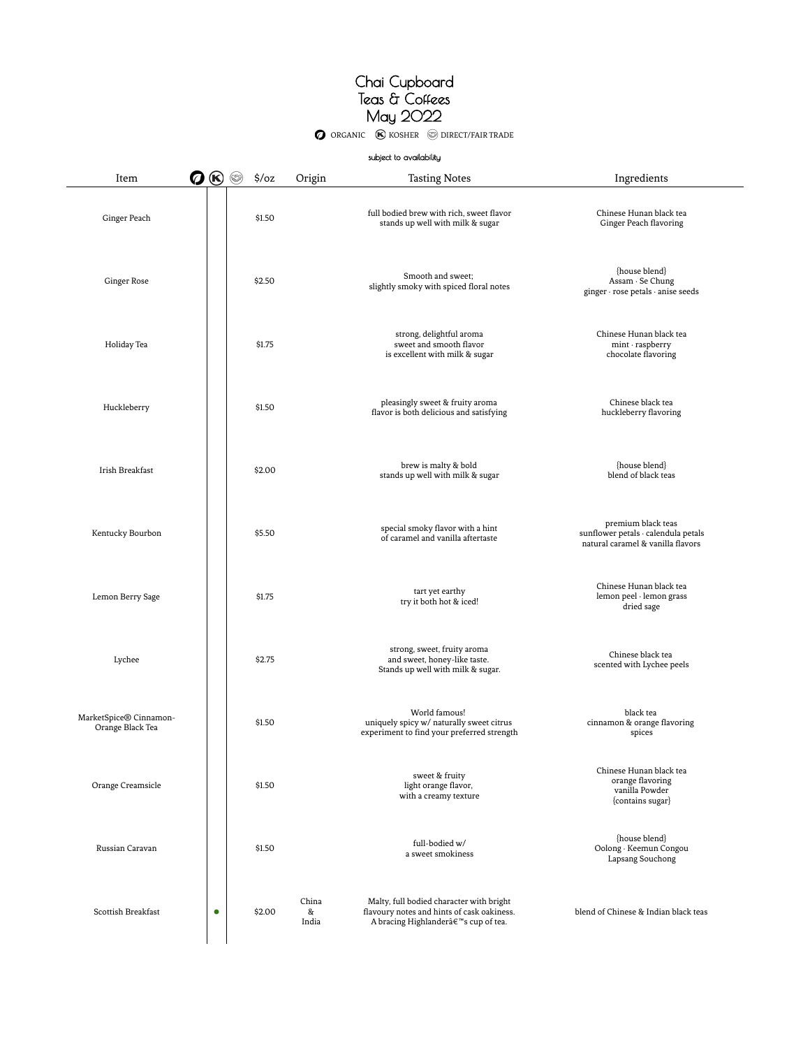# Chai Cupboard
# Teas & Coffees
# May 2022

ORGANIC · KOSHER · DIRECT/FAIR TRADE

subject to availability

| Item | Organic | Kosher | Direct/Fair Trade | $/oz | Origin | Tasting Notes | Ingredients |
|---|---|---|---|---|---|---|---|
| Ginger Peach | | | | $1.50 | | full bodied brew with rich, sweet flavor<br>stands up well with milk & sugar | Chinese Hunan black tea<br>Ginger Peach flavoring |
| Ginger Rose | | | | $2.50 | | Smooth and sweet;<br>slightly smoky with spiced floral notes | {house blend}<br>Assam · Se Chung<br>ginger · rose petals · anise seeds |
| Holiday Tea | | | | $1.75 | | strong, delightful aroma<br>sweet and smooth flavor<br>is excellent with milk & sugar | Chinese Hunan black tea<br>mint · raspberry<br>chocolate flavoring |
| Huckleberry | | | | $1.50 | | pleasingly sweet & fruity aroma<br>flavor is both delicious and satisfying | Chinese black tea<br>huckleberry flavoring |
| Irish Breakfast | | | | $2.00 | | brew is malty & bold<br>stands up well with milk & sugar | {house blend}<br>blend of black teas |
| Kentucky Bourbon | | | | $5.50 | | special smoky flavor with a hint<br>of caramel and vanilla aftertaste | premium black teas<br>sunflower petals · calendula petals<br>natural caramel & vanilla flavors |
| Lemon Berry Sage | | | | $1.75 | | tart yet earthy<br>try it both hot & iced! | Chinese Hunan black tea<br>lemon peel · lemon grass<br>dried sage |
| Lychee | | | | $2.75 | | strong, sweet, fruity aroma<br>and sweet, honey-like taste.<br>Stands up well with milk & sugar. | Chinese black tea<br>scented with Lychee peels |
| MarketSpice® Cinnamon-Orange Black Tea | | | | $1.50 | | World famous!<br>uniquely spicy w/ naturally sweet citrus<br>experiment to find your preferred strength | black tea<br>cinnamon & orange flavoring<br>spices |
| Orange Creamsicle | | | | $1.50 | | sweet & fruity<br>light orange flavor,<br>with a creamy texture | Chinese Hunan black tea<br>orange flavoring<br>vanilla Powder<br>{contains sugar} |
| Russian Caravan | | | | $1.50 | | full-bodied w/<br>a sweet smokiness | {house blend}<br>Oolong · Keemun Congou<br>Lapsang Souchong |
| Scottish Breakfast | | ● | | $2.00 | China<br>&<br>India | Malty, full bodied character with bright<br>flavoury notes and hints of cask oakiness.<br>A bracing Highlanderâ€™s cup of tea. | blend of Chinese & Indian black teas |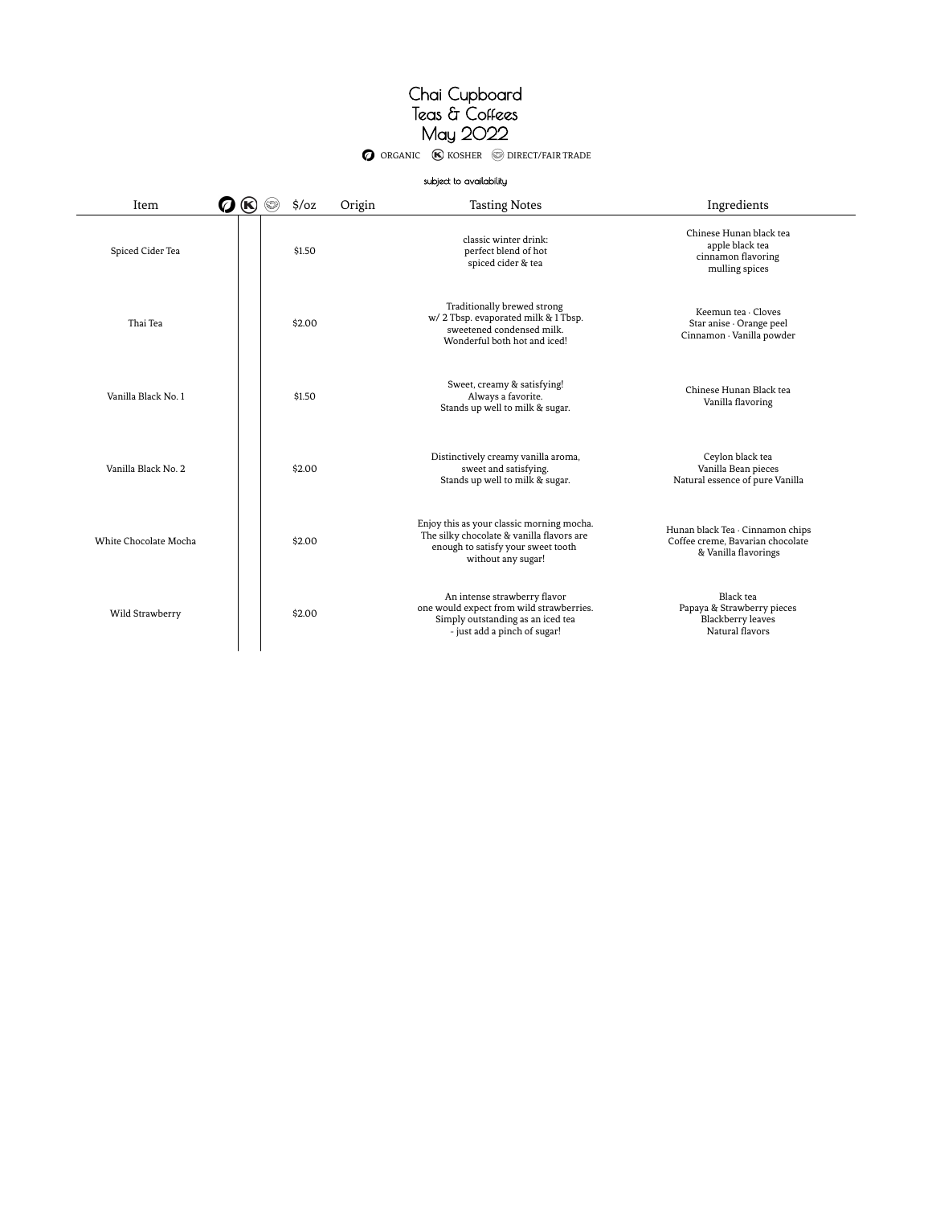# Chai Cupboard
# Teas & Coffees
# May 2022

ORGANIC · KOSHER · DIRECT/FAIR TRADE

subject to availability

| Item | Organic | Kosher | Direct/Fair Trade | $/oz | Origin | Tasting Notes | Ingredients |
|---|---|---|---|---|---|---|---|
| Spiced Cider Tea | | | | $1.50 | | classic winter drink: perfect blend of hot spiced cider & tea | Chinese Hunan black tea apple black tea cinnamon flavoring mulling spices |
| Thai Tea | | | | $2.00 | | Traditionally brewed strong w/ 2 Tbsp. evaporated milk & 1 Tbsp. sweetened condensed milk. Wonderful both hot and iced! | Keemun tea · Cloves Star anise · Orange peel Cinnamon · Vanilla powder |
| Vanilla Black No. 1 | | | | $1.50 | | Sweet, creamy & satisfying! Always a favorite. Stands up well to milk & sugar. | Chinese Hunan Black tea Vanilla flavoring |
| Vanilla Black No. 2 | | | | $2.00 | | Distinctively creamy vanilla aroma, sweet and satisfying. Stands up well to milk & sugar. | Ceylon black tea Vanilla Bean pieces Natural essence of pure Vanilla |
| White Chocolate Mocha | | | | $2.00 | | Enjoy this as your classic morning mocha. The silky chocolate & vanilla flavors are enough to satisfy your sweet tooth without any sugar! | Hunan black Tea · Cinnamon chips Coffee creme, Bavarian chocolate & Vanilla flavorings |
| Wild Strawberry | | | | $2.00 | | An intense strawberry flavor one would expect from wild strawberries. Simply outstanding as an iced tea - just add a pinch of sugar! | Black tea Papaya & Strawberry pieces Blackberry leaves Natural flavors |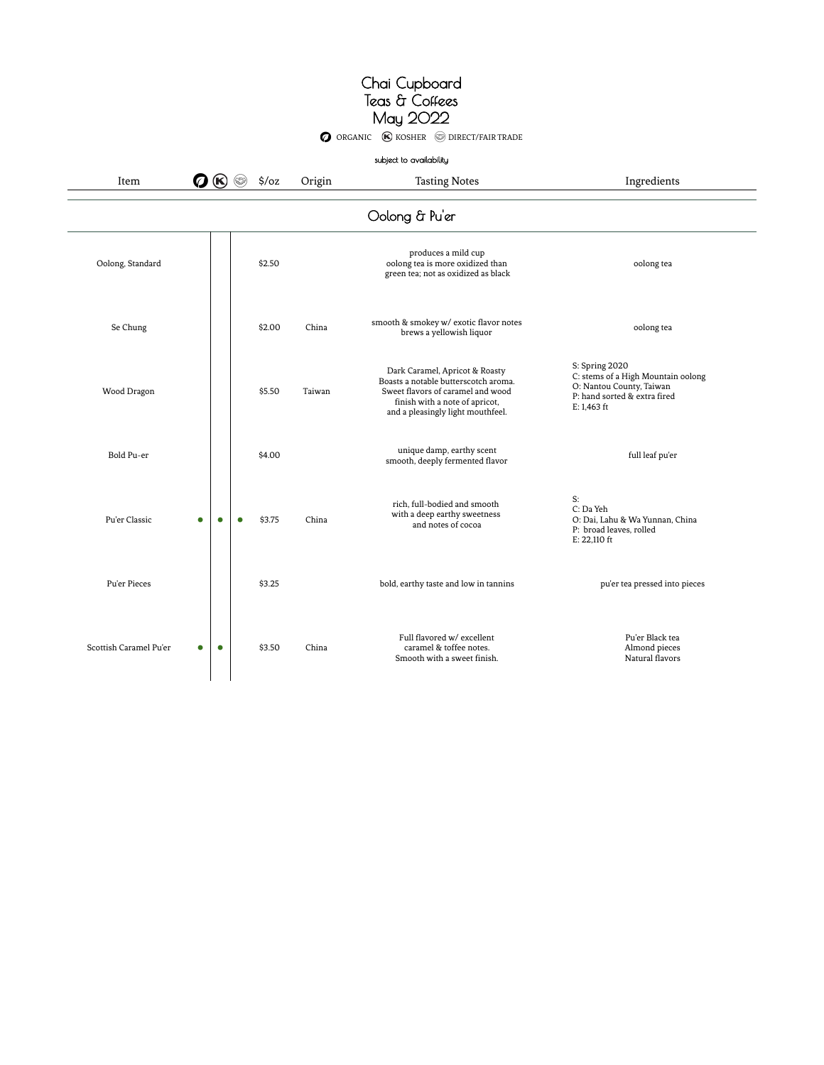# Chai Cupboard Teas & Coffees May 2022

ORGANIC  KOSHER  DIRECT/FAIR TRADE

subject to availability

| Item | Organic | Kosher | Direct/Fair Trade | $/oz | Origin | Tasting Notes | Ingredients |
|---|---|---|---|---|---|---|---|
| **Oolong & Pu'er** | | | | | | | |
| Oolong, Standard | | | | $2.50 | | produces a mild cup<br>oolong tea is more oxidized than green tea; not as oxidized as black | oolong tea |
| Se Chung | | | | $2.00 | China | smooth & smokey w/ exotic flavor notes<br>brews a yellowish liquor | oolong tea |
| Wood Dragon | | | | $5.50 | Taiwan | Dark Caramel, Apricot & Roasty<br>Boasts a notable butterscotch aroma.<br>Sweet flavors of caramel and wood finish with a note of apricot, and a pleasingly light mouthfeel. | S: Spring 2020<br>C: stems of a High Mountain oolong<br>O: Nantou County, Taiwan<br>P: hand sorted & extra fired<br>E: 1,463 ft |
| Bold Pu-er | | | | $4.00 | | unique damp, earthy scent<br>smooth, deeply fermented flavor | full leaf pu'er |
| Pu'er Classic | ● | ● | ● | $3.75 | China | rich, full-bodied and smooth with a deep earthy sweetness and notes of cocoa | S:<br>C: Da Yeh<br>O: Dai, Lahu & Wa Yunnan, China<br>P: broad leaves, rolled<br>E: 22,110 ft |
| Pu'er Pieces | | | | $3.25 | | bold, earthy taste and low in tannins | pu'er tea pressed into pieces |
| Scottish Caramel Pu'er | ● | ● | | $3.50 | China | Full flavored w/ excellent caramel & toffee notes.<br>Smooth with a sweet finish. | Pu'er Black tea<br>Almond pieces<br>Natural flavors |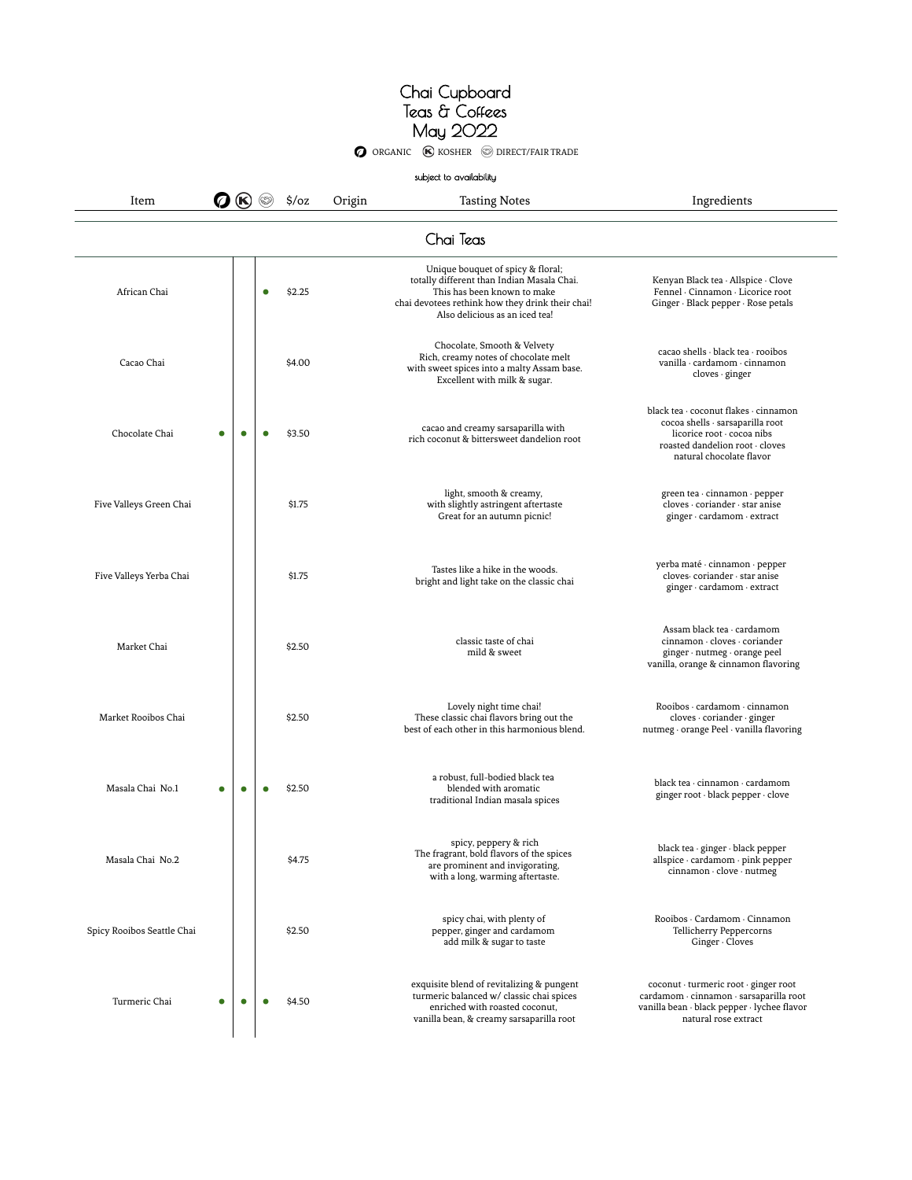# Chai Cupboard
## Teas & Coffees
## May 2022

ORGANIC · KOSHER · DIRECT/FAIR TRADE

subject to availability

| Item | Organic | Kosher | Direct/Fair Trade | $/oz | Origin | Tasting Notes | Ingredients |
|---|---|---|---|---|---|---|---|
| **Chai Teas** | | | | | | | |
| African Chai | | | ● | $2.25 | | Unique bouquet of spicy & floral; totally different than Indian Masala Chai. This has been known to make chai devotees rethink how they drink their chai! Also delicious as an iced tea! | Kenyan Black tea · Allspice · Clove Fennel · Cinnamon · Licorice root Ginger · Black pepper · Rose petals |
| Cacao Chai | | | | $4.00 | | Chocolate, Smooth & Velvety Rich, creamy notes of chocolate melt with sweet spices into a malty Assam base. Excellent with milk & sugar. | cacao shells · black tea · rooibos vanilla · cardamom · cinnamon cloves · ginger |
| Chocolate Chai | ● | ● | ● | $3.50 | | cacao and creamy sarsaparilla with rich coconut & bittersweet dandelion root | black tea · coconut flakes · cinnamon cocoa shells · sarsaparilla root licorice root · cocoa nibs roasted dandelion root · cloves natural chocolate flavor |
| Five Valleys Green Chai | | | | $1.75 | | light, smooth & creamy, with slightly astringent aftertaste Great for an autumn picnic! | green tea · cinnamon · pepper cloves · coriander · star anise ginger · cardamom · extract |
| Five Valleys Yerba Chai | | | | $1.75 | | Tastes like a hike in the woods. bright and light take on the classic chai | yerba maté · cinnamon · pepper cloves· coriander · star anise ginger · cardamom · extract |
| Market Chai | | | | $2.50 | | classic taste of chai mild & sweet | Assam black tea · cardamom cinnamon · cloves · coriander ginger · nutmeg · orange peel vanilla, orange & cinnamon flavoring |
| Market Rooibos Chai | | | | $2.50 | | Lovely night time chai! These classic chai flavors bring out the best of each other in this harmonious blend. | Rooibos · cardamom · cinnamon cloves · coriander · ginger nutmeg · orange Peel · vanilla flavoring |
| Masala Chai No.1 | ● | ● | ● | $2.50 | | a robust, full-bodied black tea blended with aromatic traditional Indian masala spices | black tea · cinnamon · cardamom ginger root · black pepper · clove |
| Masala Chai No.2 | | | | $4.75 | | spicy, peppery & rich The fragrant, bold flavors of the spices are prominent and invigorating, with a long, warming aftertaste. | black tea · ginger · black pepper allspice · cardamom · pink pepper cinnamon · clove · nutmeg |
| Spicy Rooibos Seattle Chai | | | | $2.50 | | spicy chai, with plenty of pepper, ginger and cardamom add milk & sugar to taste | Rooibos · Cardamom · Cinnamon Tellicherry Peppercorns Ginger · Cloves |
| Turmeric Chai | ● | ● | ● | $4.50 | | exquisite blend of revitalizing & pungent turmeric balanced w/ classic chai spices enriched with roasted coconut, vanilla bean, & creamy sarsaparilla root | coconut · turmeric root · ginger root cardamom · cinnamon · sarsaparilla root vanilla bean · black pepper · lychee flavor natural rose extract |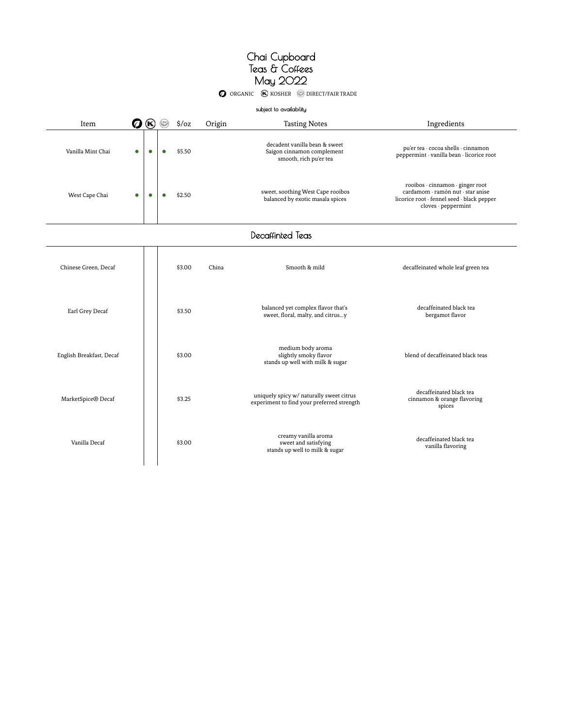# Chai Cupboard
## Teas & Coffees
## May 2022

● ORGANIC  Ⓚ KOSHER  ◎ DIRECT/FAIR TRADE

subject to availability

| Item | Organic | Kosher | Direct/Fair Trade | $/oz | Origin | Tasting Notes | Ingredients |
|---|---|---|---|---|---|---|---|
| Vanilla Mint Chai | ● | ● | ● | $5.50 | | decadent vanilla bean & sweet Saigon cinnamon complement smooth, rich pu'er tea | pu'er tea · cocoa shells · cinnamon peppermint · vanilla bean · licorice root |
| West Cape Chai | ● | ● | ● | $2.50 | | sweet, soothing West Cape rooibos balanced by exotic masala spices | rooibos · cinnamon · ginger root cardamom · ramón nut · star anise licorice root · fennel seed · black pepper cloves · peppermint |

## Decaffinted Teas

| Item | Organic | Kosher | Direct/Fair Trade | $/oz | Origin | Tasting Notes | Ingredients |
|---|---|---|---|---|---|---|---|
| Chinese Green, Decaf | | | | $3.00 | China | Smooth & mild | decaffeinated whole leaf green tea |
| Earl Grey Decaf | | | | $3.50 | | balanced yet complex flavor that's sweet, floral, malty, and citrus...y | decaffeinated black tea bergamot flavor |
| English Breakfast, Decaf | | | | $3.00 | | medium body aroma slightly smoky flavor stands up well with milk & sugar | blend of decaffeinated black teas |
| MarketSpice® Decaf | | | | $3.25 | | uniquely spicy w/ naturally sweet citrus experiment to find your preferred strength | decaffeinated black tea cinnamon & orange flavoring spices |
| Vanilla Decaf | | | | $3.00 | | creamy vanilla aroma sweet and satisfying stands up well to milk & sugar | decaffeinated black tea vanilla flavoring |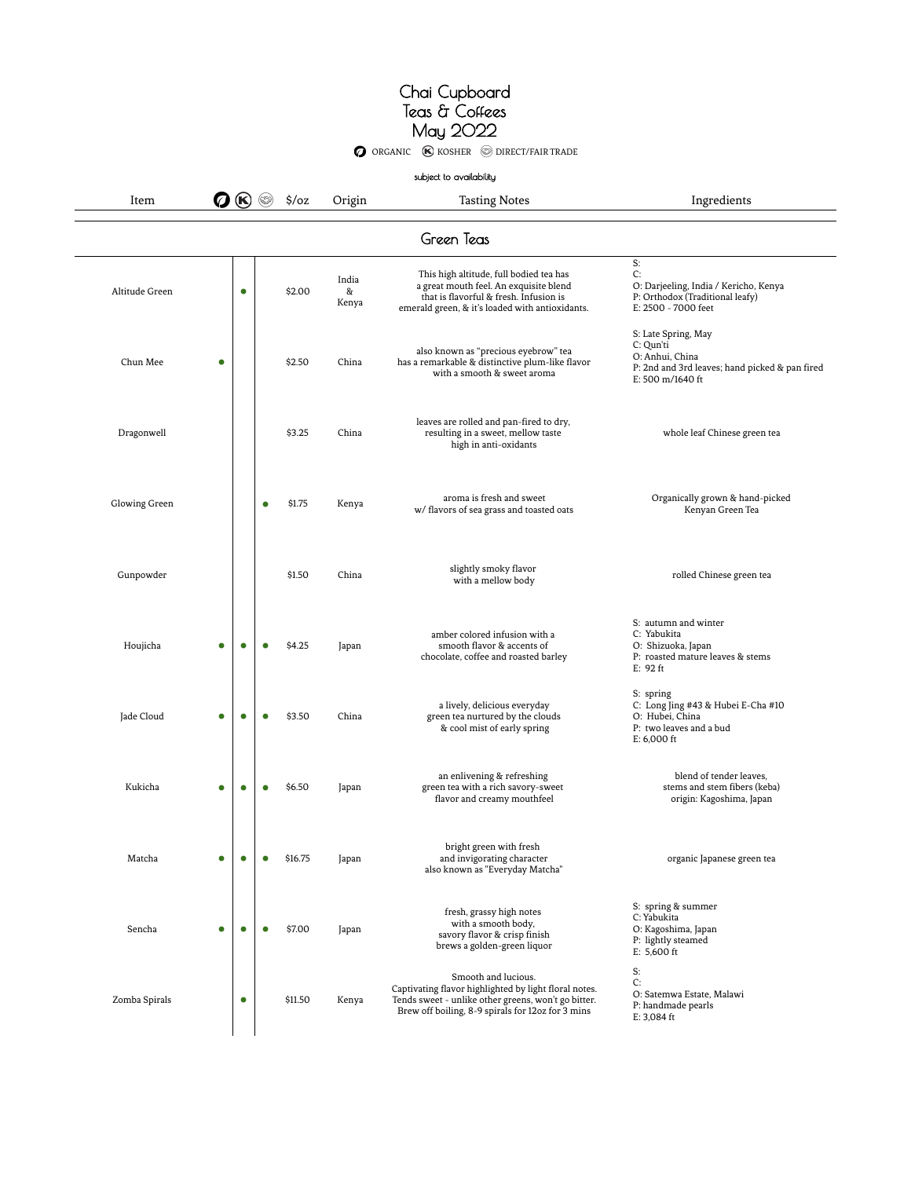# Chai Cupboard Teas & Coffees May 2022

ORGANIC KOSHER DIRECT/FAIR TRADE

subject to availability

| Item | Organic | Kosher | Direct/Fair Trade | $/oz | Origin | Tasting Notes | Ingredients |
|---|---|---|---|---|---|---|---|
| **Green Teas** | | | | | | | |
| Altitude Green | | ● | | $2.00 | India & Kenya | This high altitude, full bodied tea has a great mouth feel. An exquisite blend that is flavorful & fresh. Infusion is emerald green, & it's loaded with antioxidants. | S: C: O: Darjeeling, India / Kericho, Kenya P: Orthodox (Traditional leafy) E: 2500 - 7000 feet |
| Chun Mee | ● | | | $2.50 | China | also known as "precious eyebrow" tea has a remarkable & distinctive plum-like flavor with a smooth & sweet aroma | S: Late Spring, May C: Qun'ti O: Anhui, China P: 2nd and 3rd leaves; hand picked & pan fired E: 500 m/1640 ft |
| Dragonwell | | | | $3.25 | China | leaves are rolled and pan-fired to dry, resulting in a sweet, mellow taste high in anti-oxidants | whole leaf Chinese green tea |
| Glowing Green | | | ● | $1.75 | Kenya | aroma is fresh and sweet w/ flavors of sea grass and toasted oats | Organically grown & hand-picked Kenyan Green Tea |
| Gunpowder | | | | $1.50 | China | slightly smoky flavor with a mellow body | rolled Chinese green tea |
| Houjicha | ● | ● | ● | $4.25 | Japan | amber colored infusion with a smooth flavor & accents of chocolate, coffee and roasted barley | S: autumn and winter C: Yabukita O: Shizuoka, Japan P: roasted mature leaves & stems E: 92 ft |
| Jade Cloud | ● | ● | ● | $3.50 | China | a lively, delicious everyday green tea nurtured by the clouds & cool mist of early spring | S: spring C: Long Jing #43 & Hubei E-Cha #10 O: Hubei, China P: two leaves and a bud E: 6,000 ft |
| Kukicha | ● | ● | ● | $6.50 | Japan | an enlivening & refreshing green tea with a rich savory-sweet flavor and creamy mouthfeel | blend of tender leaves, stems and stem fibers (keba) origin: Kagoshima, Japan |
| Matcha | ● | ● | ● | $16.75 | Japan | bright green with fresh and invigorating character also known as "Everyday Matcha" | organic Japanese green tea |
| Sencha | ● | ● | ● | $7.00 | Japan | fresh, grassy high notes with a smooth body, savory flavor & crisp finish brews a golden-green liquor | S: spring & summer C: Yabukita O: Kagoshima, Japan P: lightly steamed E: 5,600 ft |
| Zomba Spirals | | ● | | $11.50 | Kenya | Smooth and lucious. Captivating flavor highlighted by light floral notes. Tends sweet - unlike other greens, won't go bitter. Brew off boiling, 8-9 spirals for 12oz for 3 mins | S: C: O: Satemwa Estate, Malawi P: handmade pearls E: 3,084 ft |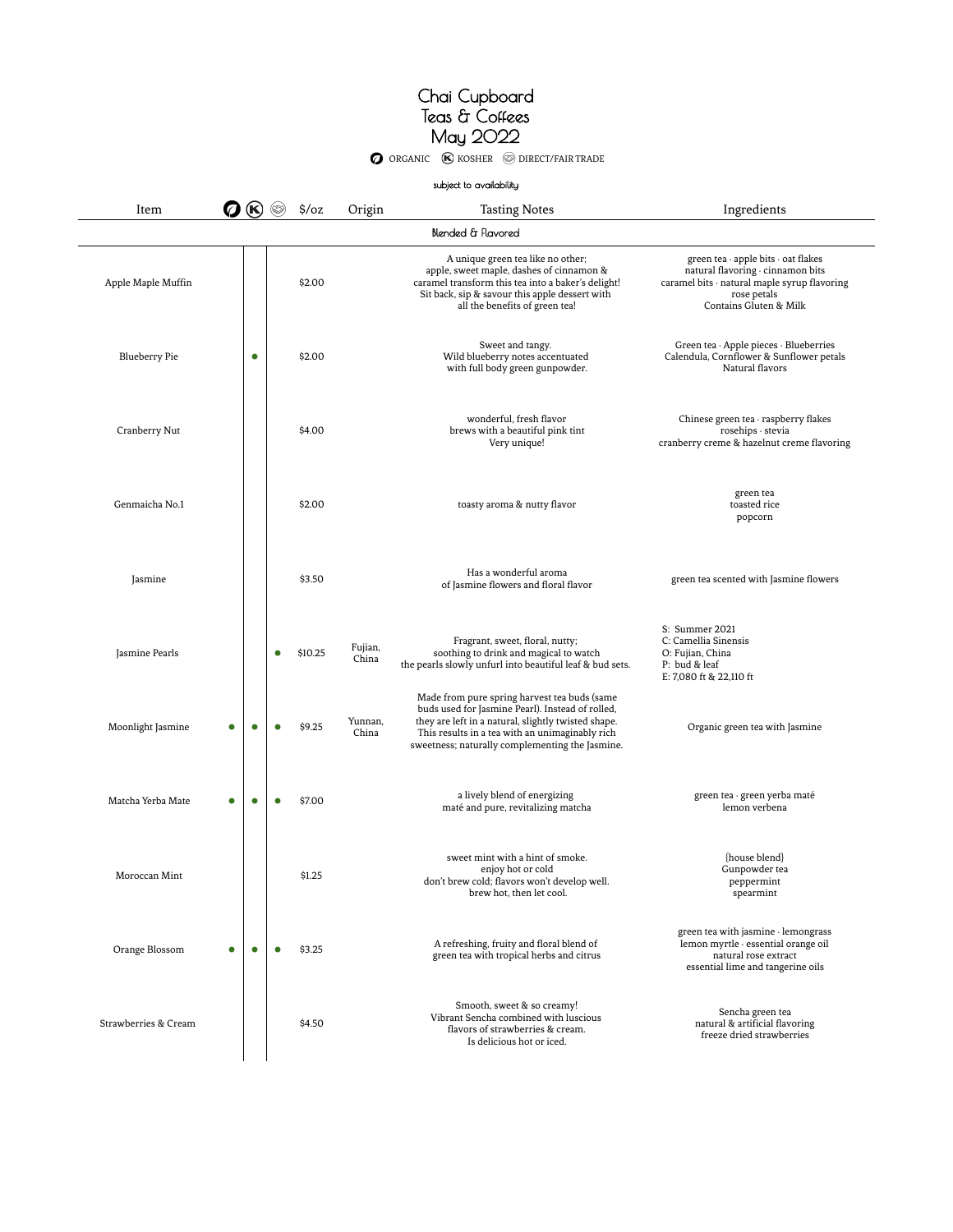# Chai Cupboard
## Teas & Coffees
## May 2022

ORGANIC · KOSHER · DIRECT/FAIR TRADE

subject to availability

| Item | Organic | Kosher | Direct/Fair Trade | $/oz | Origin | Tasting Notes | Ingredients |
|---|---|---|---|---|---|---|---|
| **Blended & Flavored** | | | | | | | |
| Apple Maple Muffin | | | | $2.00 | | A unique green tea like no other; apple, sweet maple, dashes of cinnamon & caramel transform this tea into a baker's delight! Sit back, sip & savour this apple dessert with all the benefits of green tea! | green tea · apple bits · oat flakes natural flavoring · cinnamon bits caramel bits · natural maple syrup flavoring rose petals Contains Gluten & Milk |
| Blueberry Pie | | ● | | $2.00 | | Sweet and tangy. Wild blueberry notes accentuated with full body green gunpowder. | Green tea · Apple pieces · Blueberries Calendula, Cornflower & Sunflower petals Natural flavors |
| Cranberry Nut | | | | $4.00 | | wonderful, fresh flavor brews with a beautiful pink tint Very unique! | Chinese green tea · raspberry flakes rosehips · stevia cranberry creme & hazelnut creme flavoring |
| Genmaicha No.1 | | | | $2.00 | | toasty aroma & nutty flavor | green tea toasted rice popcorn |
| Jasmine | | | | $3.50 | | Has a wonderful aroma of Jasmine flowers and floral flavor | green tea scented with Jasmine flowers |
| Jasmine Pearls | | | ● | $10.25 | Fujian, China | Fragrant, sweet, floral, nutty; soothing to drink and magical to watch the pearls slowly unfurl into beautiful leaf & bud sets. | S: Summer 2021 C: Camellia Sinensis O: Fujian, China P: bud & leaf E: 7,080 ft & 22,110 ft |
| Moonlight Jasmine | ● | ● | ● | $9.25 | Yunnan, China | Made from pure spring harvest tea buds (same buds used for Jasmine Pearl). Instead of rolled, they are left in a natural, slightly twisted shape. This results in a tea with an unimaginably rich sweetness; naturally complementing the Jasmine. | Organic green tea with Jasmine |
| Matcha Yerba Mate | ● | ● | ● | $7.00 | | a lively blend of energizing maté and pure, revitalizing matcha | green tea · green yerba maté lemon verbena |
| Moroccan Mint | | | | $1.25 | | sweet mint with a hint of smoke. enjoy hot or cold don't brew cold; flavors won't develop well. brew hot, then let cool. | {house blend} Gunpowder tea peppermint spearmint |
| Orange Blossom | ● | ● | ● | $3.25 | | A refreshing, fruity and floral blend of green tea with tropical herbs and citrus | green tea with jasmine · lemongrass lemon myrtle · essential orange oil natural rose extract essential lime and tangerine oils |
| Strawberries & Cream | | | | $4.50 | | Smooth, sweet & so creamy! Vibrant Sencha combined with luscious flavors of strawberries & cream. Is delicious hot or iced. | Sencha green tea natural & artificial flavoring freeze dried strawberries |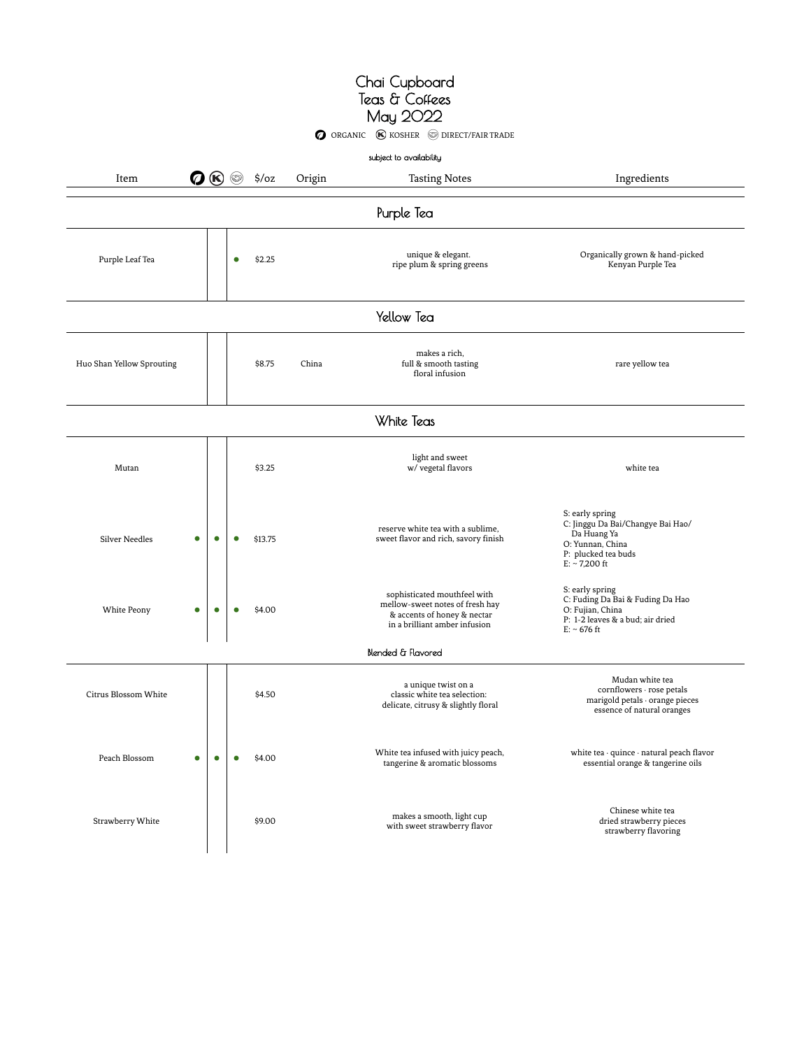# Chai Cupboard
## Teas & Coffees
## May 2022

ORGANIC · KOSHER · DIRECT/FAIR TRADE

subject to availability

| Item | Organic | Kosher | Direct/Fair Trade | $/oz | Origin | Tasting Notes | Ingredients |
|---|---|---|---|---|---|---|---|
| **Purple Tea** | | | | | | | |
| Purple Leaf Tea | | | ● | $2.25 | | unique & elegant. ripe plum & spring greens | Organically grown & hand-picked Kenyan Purple Tea |
| **Yellow Tea** | | | | | | | |
| Huo Shan Yellow Sprouting | | | | $8.75 | China | makes a rich, full & smooth tasting floral infusion | rare yellow tea |
| **White Teas** | | | | | | | |
| Mutan | | | | $3.25 | | light and sweet w/ vegetal flavors | white tea |
| Silver Needles | ● | ● | ● | $13.75 | | reserve white tea with a sublime, sweet flavor and rich, savory finish | S: early spring<br>C: Jinggu Da Bai/Changye Bai Hao/ Da Huang Ya<br>O: Yunnan, China<br>P: plucked tea buds<br>E: ~ 7,200 ft |
| White Peony | ● | ● | ● | $4.00 | | sophisticated mouthfeel with mellow-sweet notes of fresh hay & accents of honey & nectar in a brilliant amber infusion | S: early spring<br>C: Fuding Da Bai & Fuding Da Hao<br>O: Fujian, China<br>P: 1-2 leaves & a bud; air dried<br>E: ~ 676 ft |
| *Blended & Flavored* | | | | | | | |
| Citrus Blossom White | | | | $4.50 | | a unique twist on a classic white tea selection: delicate, citrusy & slightly floral | Mudan white tea · cornflowers · rose petals · marigold petals · orange pieces · essence of natural oranges |
| Peach Blossom | ● | ● | ● | $4.00 | | White tea infused with juicy peach, tangerine & aromatic blossoms | white tea · quince · natural peach flavor · essential orange & tangerine oils |
| Strawberry White | | | | $9.00 | | makes a smooth, light cup with sweet strawberry flavor | Chinese white tea · dried strawberry pieces · strawberry flavoring |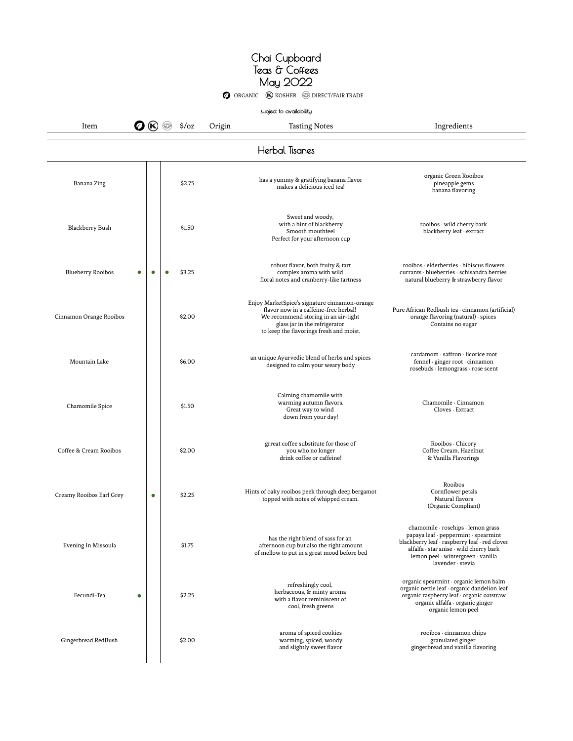# Chai Cupboard
## Teas & Coffees
## May 2022

ORGANIC · KOSHER · DIRECT/FAIR TRADE

subject to availability

| Item | Organic | Kosher | Direct/Fair Trade | $/oz | Origin | Tasting Notes | Ingredients |
|---|---|---|---|---|---|---|---|
| **Herbal Tisanes** | | | | | | | |
| Banana Zing | | | | $2.75 | | has a yummy & gratifying banana flavor makes a delicious iced tea! | organic Green Rooibos pineapple gems banana flavoring |
| Blackberry Bush | | | | $1.50 | | Sweet and woody, with a hint of blackberry Smooth mouthfeel Perfect for your afternoon cup | rooibos · wild cherry bark blackberry leaf · extract |
| Blueberry Rooibos | ● | ● | ● | $3.25 | | robust flavor, both fruity & tart complex aroma with wild floral notes and cranberry-like tartness | rooibos · elderberries · hibiscus flowers currants · blueberries · schisandra berries natural blueberry & strawberry flavor |
| Cinnamon Orange Rooibos | | | | $2.00 | | Enjoy MarketSpice's signature cinnamon-orange flavor now in a caffeine-free herbal! We recommend storing in an air-tight glass jar in the refrigerator to keep the flavorings fresh and moist. | Pure African Redbush tea · cinnamon (artificial) orange flavoring (natural) · spices Contains no sugar |
| Mountain Lake | | | | $6.00 | | an unique Ayurvedic blend of herbs and spices designed to calm your weary body | cardamom · saffron · licorice root fennel · ginger root · cinnamon rosebuds · lemongrass · rose scent |
| Chamomile Spice | | | | $1.50 | | Calming chamomile with warming autumn flavors. Great way to wind down from your day! | Chamomile · Cinnamon Cloves · Extract |
| Coffee & Cream Rooibos | | | | $2.00 | | grreat coffee substitute for those of you who no longer drink coffee or caffeine! | Rooibos · Chicory Coffee Cream, Hazelnut & Vanilla Flavorings |
| Creamy Rooibos Earl Grey | | ● | | $2.25 | | Hints of oaky rooibos peek through deep bergamot topped with notes of whipped cream. | Rooibos Cornflower petals Natural flavors (Organic Compliant) |
| Evening In Missoula | | | | $1.75 | | has the right blend of sass for an afternoon cup but also the right amount of mellow to put in a great mood before bed | chamomile · rosehips · lemon grass papaya leaf · peppermint · spearmint blackberry leaf · raspberry leaf · red clover alfalfa · star anise · wild cherry bark lemon peel · wintergreen · vanilla lavender · stevia |
| Fecundi-Tea | ● | | | $2.25 | | refreshingly cool, herbaceous, & minty aroma with a flavor reminiscent of cool, fresh greens | organic spearmint · organic lemon balm organic nettle leaf · organic dandelion leaf organic raspberry leaf · organic oatstraw organic alfalfa · organic ginger organic lemon peel |
| Gingerbread RedBush | | | | $2.00 | | aroma of spiced cookies warming, spiced, woody and slightly sweet flavor | rooibos · cinnamon chips granulated ginger gingerbread and vanilla flavoring |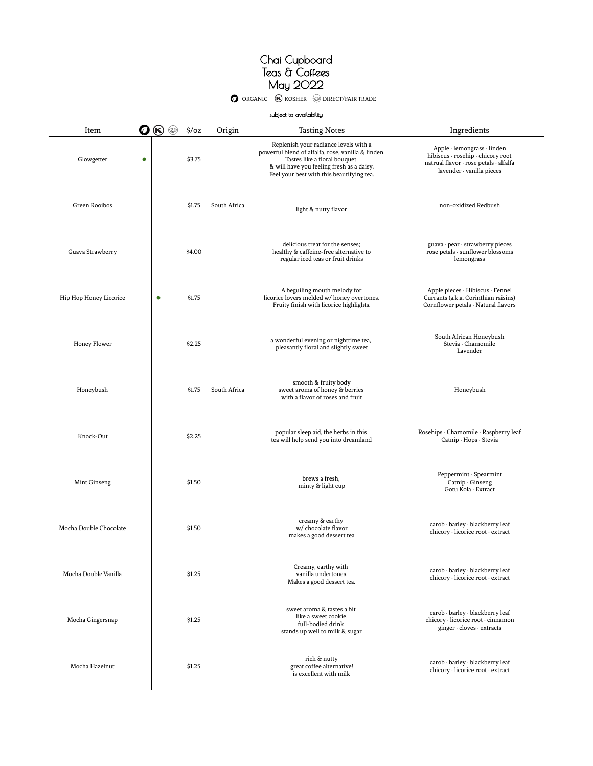# Chai Cupboard
## Teas & Coffees
## May 2022

ORGANIC · KOSHER · DIRECT/FAIR TRADE

subject to availability

| Item | Organic | Kosher | Direct/Fair Trade | $/oz | Origin | Tasting Notes | Ingredients |
|---|---|---|---|---|---|---|---|
| Glowgetter | ● | | | $3.75 | | Replenish your radiance levels with a powerful blend of alfalfa, rose, vanilla & linden. Tastes like a floral bouquet & will have you feeling fresh as a daisy. Feel your best with this beautifying tea. | Apple · lemongrass · linden hibiscus · rosehip · chicory root natrual flavor · rose petals · alfalfa lavender · vanilla pieces |
| Green Rooibos | | | | $1.75 | South Africa | light & nutty flavor | non-oxidized Redbush |
| Guava Strawberry | | | | $4.00 | | delicious treat for the senses; healthy & caffeine-free alternative to regular iced teas or fruit drinks | guava · pear · strawberry pieces rose petals · sunflower blossoms lemongrass |
| Hip Hop Honey Licorice | | ● | | $1.75 | | A beguiling mouth melody for licorice lovers melded w/ honey overtones. Fruity finish with licorice highlights. | Apple pieces · Hibiscus · Fennel Currants (a.k.a. Corinthian raisins) Cornflower petals · Natural flavors |
| Honey Flower | | | | $2.25 | | a wonderful evening or nighttime tea, pleasantly floral and slightly sweet | South African Honeybush Stevia · Chamomile Lavender |
| Honeybush | | | | $1.75 | South Africa | smooth & fruity body sweet aroma of honey & berries with a flavor of roses and fruit | Honeybush |
| Knock-Out | | | | $2.25 | | popular sleep aid, the herbs in this tea will help send you into dreamland | Rosehips · Chamomile · Raspberry leaf Catnip · Hops · Stevia |
| Mint Ginseng | | | | $1.50 | | brews a fresh, minty & light cup | Peppermint · Spearmint Catnip · Ginseng Gotu Kola · Extract |
| Mocha Double Chocolate | | | | $1.50 | | creamy & earthy w/ chocolate flavor makes a good dessert tea | carob · barley · blackberry leaf chicory · licorice root · extract |
| Mocha Double Vanilla | | | | $1.25 | | Creamy, earthy with vanilla undertones. Makes a good dessert tea. | carob · barley · blackberry leaf chicory · licorice root · extract |
| Mocha Gingersnap | | | | $1.25 | | sweet aroma & tastes a bit like a sweet cookie. full-bodied drink stands up well to milk & sugar | carob · barley · blackberry leaf chicory · licorice root · cinnamon ginger · cloves · extracts |
| Mocha Hazelnut | | | | $1.25 | | rich & nutty great coffee alternative! is excellent with milk | carob · barley · blackberry leaf chicory · licorice root · extract |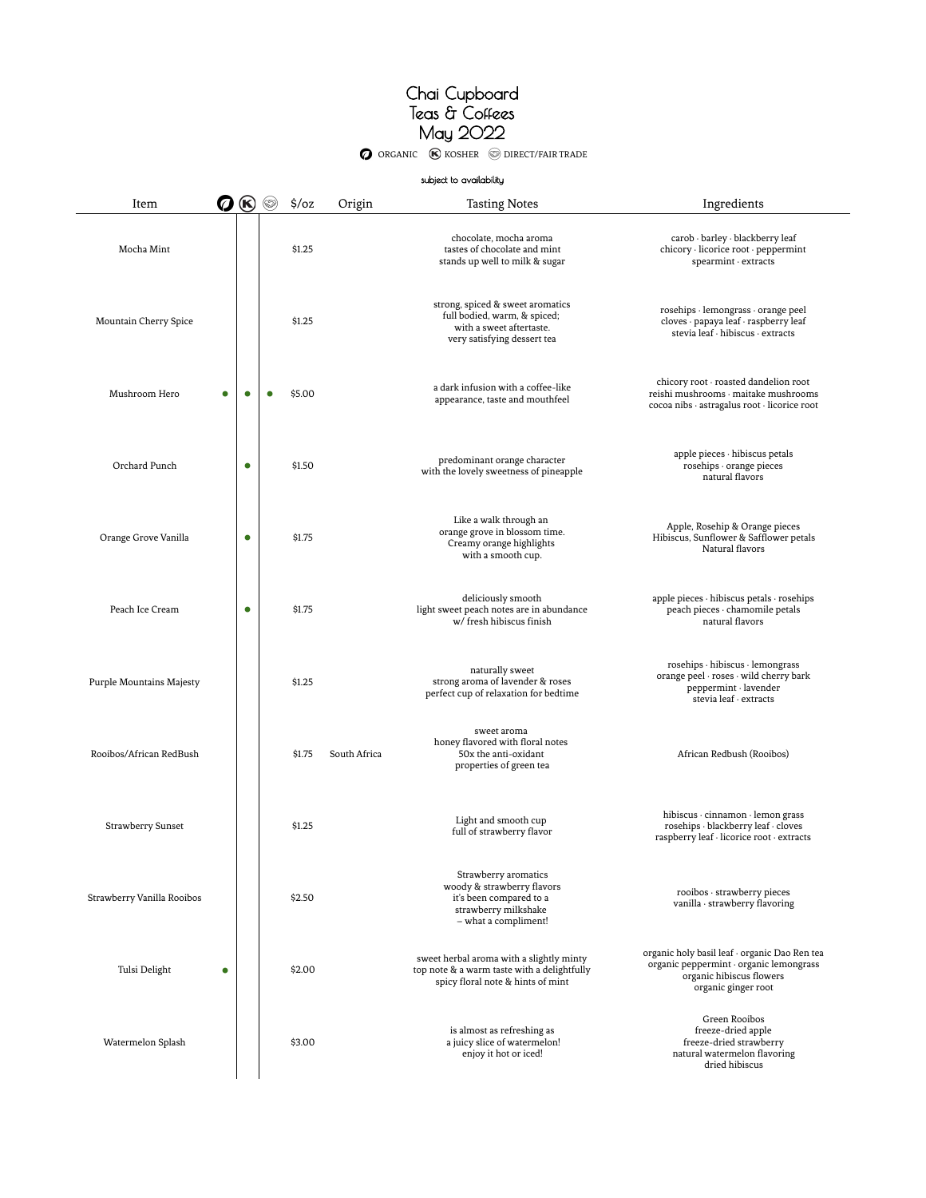# Chai Cupboard
# Teas & Coffees
# May 2022

ORGANIC · KOSHER · DIRECT/FAIR TRADE

subject to availability

| Item | Organic | Kosher | Direct/Fair Trade | $/oz | Origin | Tasting Notes | Ingredients |
|---|---|---|---|---|---|---|---|
| Mocha Mint | | | | $1.25 | | chocolate, mocha aroma<br>tastes of chocolate and mint<br>stands up well to milk & sugar | carob · barley · blackberry leaf<br>chicory · licorice root · peppermint<br>spearmint · extracts |
| Mountain Cherry Spice | | | | $1.25 | | strong, spiced & sweet aromatics<br>full bodied, warm, & spiced;<br>with a sweet aftertaste.<br>very satisfying dessert tea | rosehips · lemongrass · orange peel<br>cloves · papaya leaf · raspberry leaf<br>stevia leaf · hibiscus · extracts |
| Mushroom Hero | ● | ● | ● | $5.00 | | a dark infusion with a coffee-like<br>appearance, taste and mouthfeel | chicory root · roasted dandelion root<br>reishi mushrooms · maitake mushrooms<br>cocoa nibs · astragalus root · licorice root |
| Orchard Punch | | ● | | $1.50 | | predominant orange character<br>with the lovely sweetness of pineapple | apple pieces · hibiscus petals<br>rosehips · orange pieces<br>natural flavors |
| Orange Grove Vanilla | | ● | | $1.75 | | Like a walk through an<br>orange grove in blossom time.<br>Creamy orange highlights<br>with a smooth cup. | Apple, Rosehip & Orange pieces<br>Hibiscus, Sunflower & Safflower petals<br>Natural flavors |
| Peach Ice Cream | | ● | | $1.75 | | deliciously smooth<br>light sweet peach notes are in abundance<br>w/ fresh hibiscus finish | apple pieces · hibiscus petals · rosehips<br>peach pieces · chamomile petals<br>natural flavors |
| Purple Mountains Majesty | | | | $1.25 | | naturally sweet<br>strong aroma of lavender & roses<br>perfect cup of relaxation for bedtime | rosehips · hibiscus · lemongrass<br>orange peel · roses · wild cherry bark<br>peppermint · lavender<br>stevia leaf · extracts |
| Rooibos/African RedBush | | | | $1.75 | South Africa | sweet aroma<br>honey flavored with floral notes<br>50x the anti-oxidant<br>properties of green tea | African Redbush (Rooibos) |
| Strawberry Sunset | | | | $1.25 | | Light and smooth cup<br>full of strawberry flavor | hibiscus · cinnamon · lemon grass<br>rosehips · blackberry leaf · cloves<br>raspberry leaf · licorice root · extracts |
| Strawberry Vanilla Rooibos | | | | $2.50 | | Strawberry aromatics<br>woody & strawberry flavors<br>it's been compared to a<br>strawberry milkshake<br>– what a compliment! | rooibos · strawberry pieces<br>vanilla · strawberry flavoring |
| Tulsi Delight | ● | | | $2.00 | | sweet herbal aroma with a slightly minty<br>top note & a warm taste with a delightfully<br>spicy floral note & hints of mint | organic holy basil leaf · organic Dao Ren tea<br>organic peppermint · organic lemongrass<br>organic hibiscus flowers<br>organic ginger root |
| Watermelon Splash | | | | $3.00 | | is almost as refreshing as<br>a juicy slice of watermelon!<br>enjoy it hot or iced! | Green Rooibos<br>freeze-dried apple<br>freeze-dried strawberry<br>natural watermelon flavoring<br>dried hibiscus |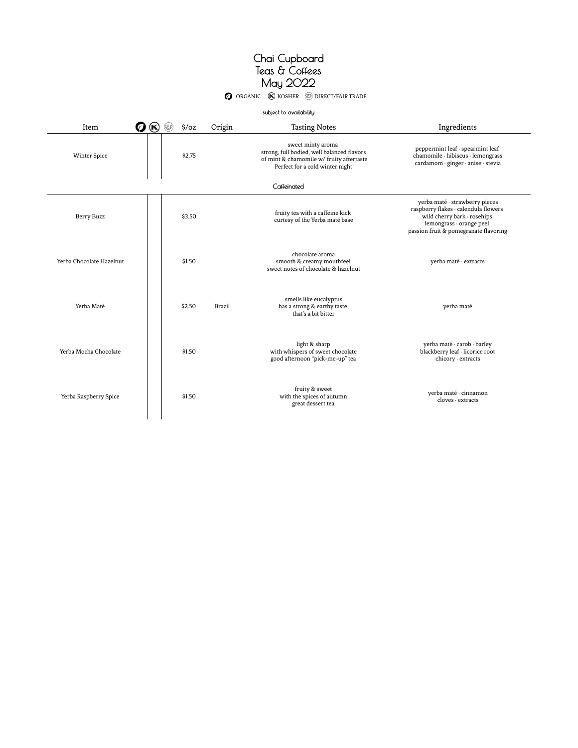# Chai Cupboard
# Teas & Coffees
# May 2022

ORGANIC · KOSHER · DIRECT/FAIR TRADE

subject to availability

| Item | Organic | Kosher | Direct/Fair Trade | $/oz | Origin | Tasting Notes | Ingredients |
|---|---|---|---|---|---|---|---|
| Winter Spice | | | | $2.75 | | sweet minty aroma<br>strong, full bodied, well balanced flavors of mint & chamomile w/ fruity aftertaste<br>Perfect for a cold winter night | peppermint leaf · spearmint leaf<br>chamomile · hibiscus · lemongrass<br>cardamom · ginger · anise · stevia |
| **Caffeinated** | | | | | | | |
| Berry Buzz | | | | $3.50 | | fruity tea with a caffeine kick<br>curtesy of the Yerba maté base | yerba maté · strawberry pieces<br>raspberry flakes · calendula flowers<br>wild cherry bark · rosehips<br>lemongrass · orange peel<br>passion fruit & pomegranate flavoring |
| Yerba Chocolate Hazelnut | | | | $1.50 | | chocolate aroma<br>smooth & creamy mouthfeel<br>sweet notes of chocolate & hazelnut | yerba maté · extracts |
| Yerba Maté | | | | $2.50 | Brazil | smells like eucalyptus<br>has a strong & earthy taste<br>that's a bit bitter | yerba maté |
| Yerba Mocha Chocolate | | | | $1.50 | | light & sharp<br>with whispers of sweet chocolate<br>good afternoon "pick-me-up" tea | yerba maté · carob · barley<br>blackberry leaf · licorice root<br>chicory · extracts |
| Yerba Raspberry Spice | | | | $1.50 | | fruity & sweet<br>with the spices of autumn<br>great dessert tea | yerba maté · cinnamon<br>cloves · extracts |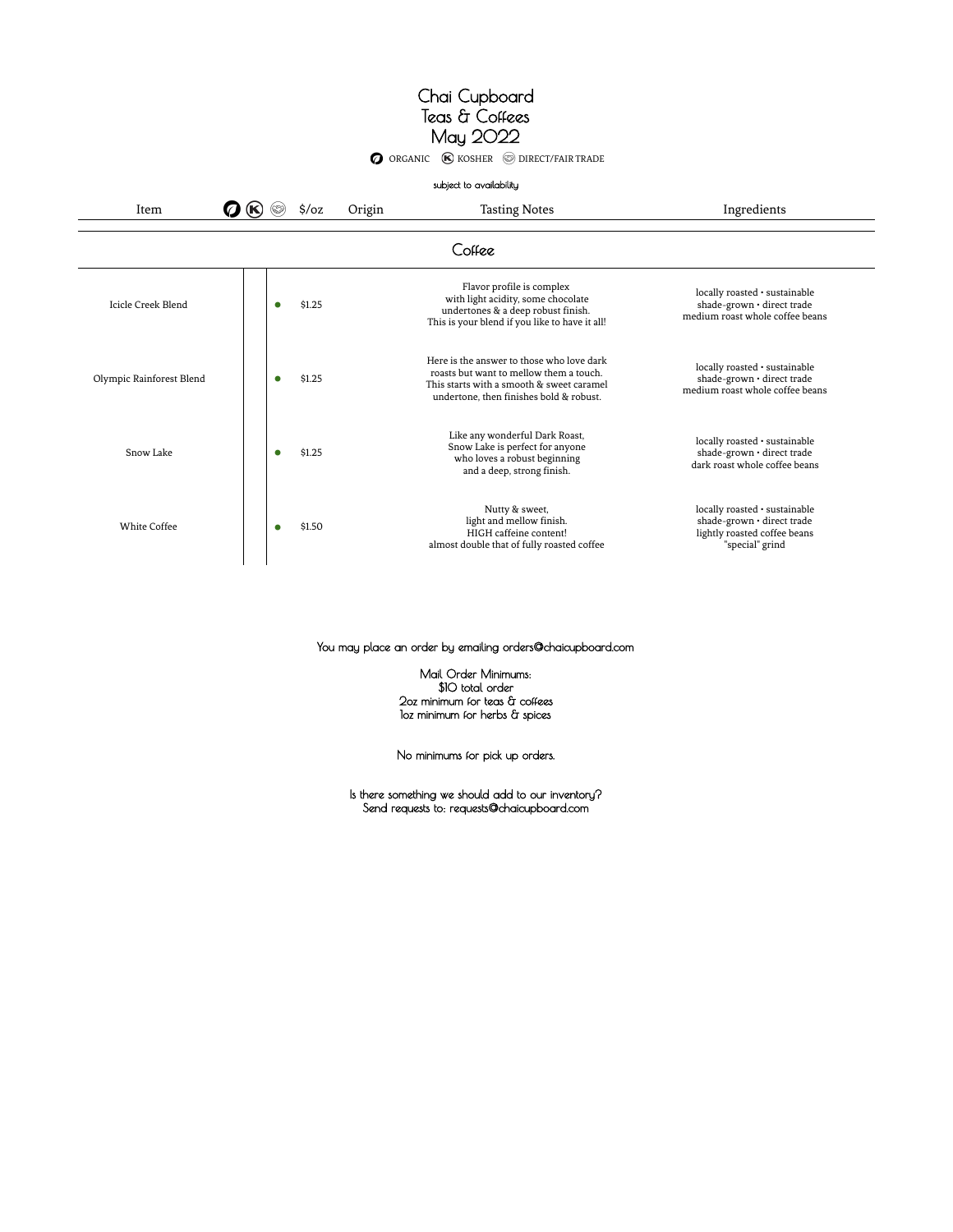# Chai Cupboard
# Teas & Coffees
# May 2022

ORGANIC  KOSHER  DIRECT/FAIR TRADE

subject to availability

| Item | Organic | Kosher | Direct/Fair Trade | $/oz | Origin | Tasting Notes | Ingredients |
|---|---|---|---|---|---|---|---|
| **Coffee** | | | | | | | |
| Icicle Creek Blend | | | ● | $1.25 | | Flavor profile is complex with light acidity, some chocolate undertones & a deep robust finish. This is your blend if you like to have it all! | locally roasted • sustainable shade-grown • direct trade medium roast whole coffee beans |
| Olympic Rainforest Blend | | | ● | $1.25 | | Here is the answer to those who love dark roasts but want to mellow them a touch. This starts with a smooth & sweet caramel undertone, then finishes bold & robust. | locally roasted • sustainable shade-grown • direct trade medium roast whole coffee beans |
| Snow Lake | | | ● | $1.25 | | Like any wonderful Dark Roast, Snow Lake is perfect for anyone who loves a robust beginning and a deep, strong finish. | locally roasted • sustainable shade-grown • direct trade dark roast whole coffee beans |
| White Coffee | | | ● | $1.50 | | Nutty & sweet, light and mellow finish. HIGH caffeine content! almost double that of fully roasted coffee | locally roasted • sustainable shade-grown • direct trade lightly roasted coffee beans "special" grind |

You may place an order by emailing orders@chaicupboard.com

Mail Order Minimums:
$10 total order
2oz minimum for teas & coffees
1oz minimum for herbs & spices

No minimums for pick up orders.

Is there something we should add to our inventory?
Send requests to: requests@chaicupboard.com